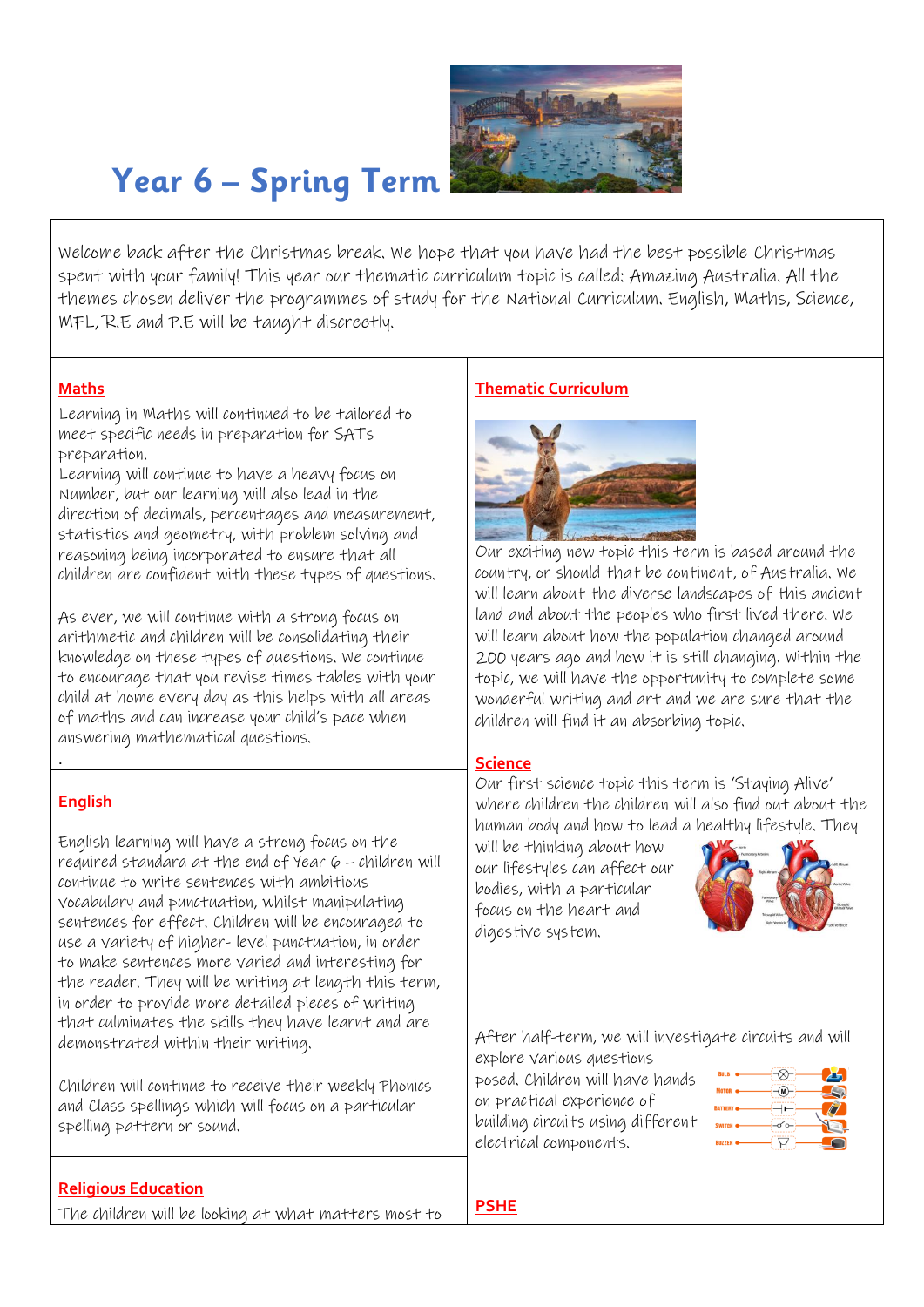# Year 6 – Spring Term

Welcome back after the Christmas break. We hope that you have had the best possible Christmas spent with your family! This year our thematic curriculum topic is called: Amazing Australia. All the themes chosen deliver the programmes of study for the National Curriculum. English, Maths, Science, MFL, R.E and P.E will be taught discreetly.

## Maths

Learning in Maths will continued to be tailored to meet specific needs in preparation for SATs preparation.

Learning will continue to have a heavy focus on Number, but our learning will also lead in the direction of decimals, percentages and measurement, statistics and geometry, with problem solving and reasoning being incorporated to ensure that all children are confident with these types of questions.

As ever, we will continue with a strong focus on arithmetic and children will be consolidating their knowledge on these types of questions. We continue to encourage that you revise times tables with your child at home every day as this helps with all areas of maths and can increase your child's pace when answering mathematical questions.

.

## English

English learning will have a strong focus on the required standard at the end of Year 6 – children will continue to write sentences with ambitious vocabulary and punctuation, whilst manipulating sentences for effect. Children will be encouraged to use a variety of higher- level punctuation, in order to make sentences more varied and interesting for the reader. They will be writing at length this term, in order to provide more detailed pieces of writing that culminates the skills they have learnt and are demonstrated within their writing.

Children will continue to receive their weekly Phonics and Class spellings which will focus on a particular spelling pattern or sound.

## Religious Education

The children will be looking at what matters most to

## Thematic Curriculum

Our exciting new topic this term is based around the country, or should that be continent, of Australia. We will learn about the diverse landscapes of this ancient land and about the peoples who first lived there. We will learn about how the population changed around 200 years ago and how it is still changing. Within the topic, we will have the opportunity to complete some wonderful writing and art and we are sure that the children will find it an absorbing topic.

## Science

Our first science topic this term is 'Staying Alive' where children the children will also find out about the human body and how to lead a healthy lifestyle. They will be thinking about how our lifestyles can affect our bodies, with a particular focus on the heart and digestive system.

After half-term, we will investigate circuits and will explore various questions posed. Children will have hands on practical experience of building circuits using different electrical components.

## PSHE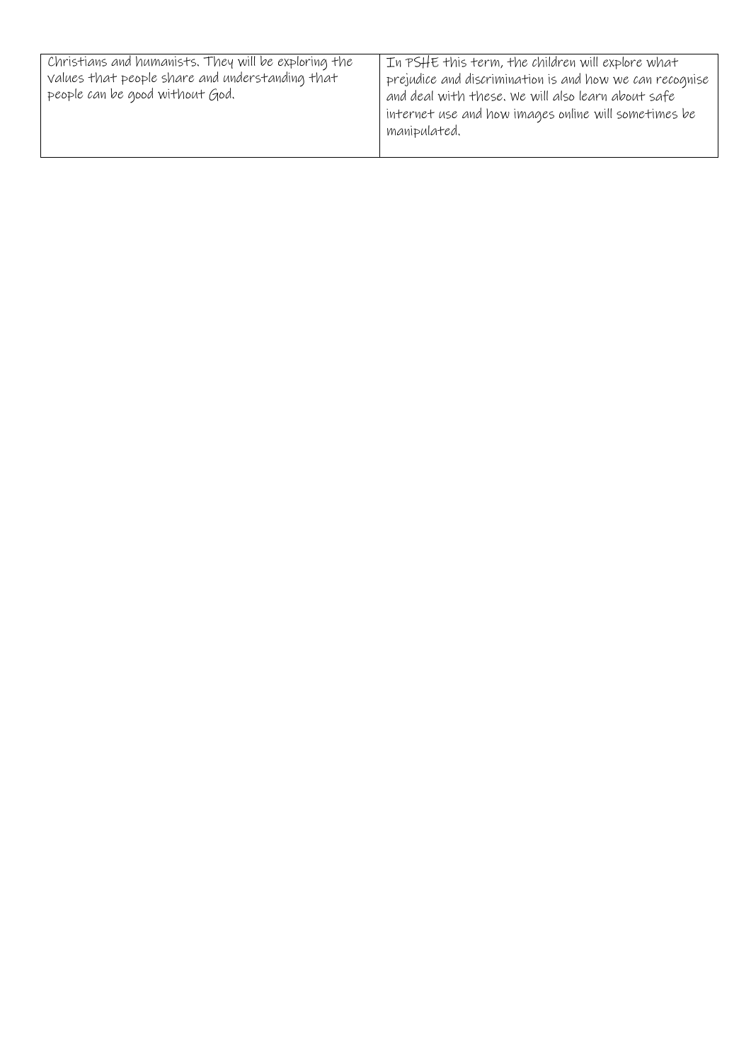| | |
|---|---|
| Christians and humanists. They will be exploring the values that people share and understanding that people can be good without God. | In PSHE this term, the children will explore what prejudice and discrimination is and how we can recognise and deal with these. We will also learn about safe internet use and how images online will sometimes be manipulated. |